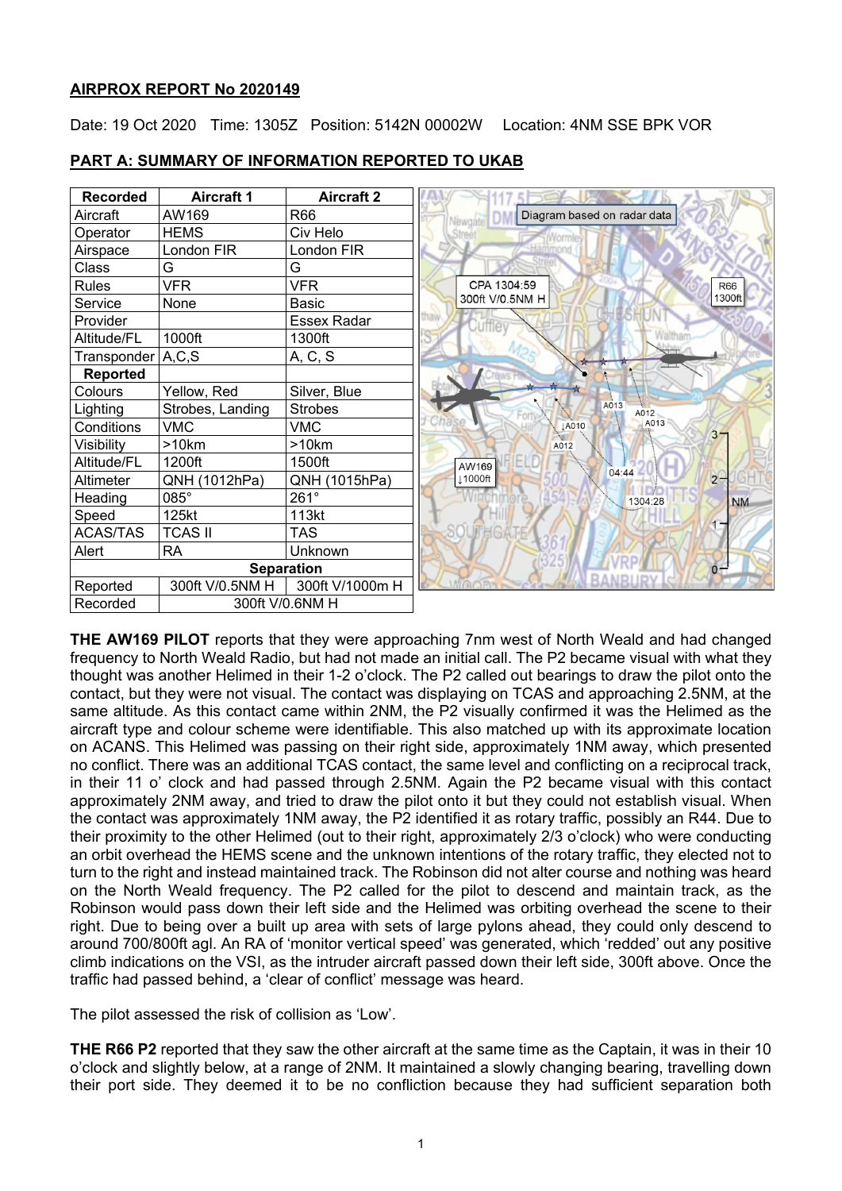**AIRPROX REPORT No 2020149**

Date: 19 Oct 2020 Time: 1305Z Position: 5142N 00002W Location: 4NM SSE BPK VOR

**PART A: SUMMARY OF INFORMATION REPORTED TO UKAB**

| Recorded | Aircraft 1 | Aircraft 2 |
|---|---|---|
| Aircraft | AW169 | R66 |
| Operator | HEMS | Civ Helo |
| Airspace | London FIR | London FIR |
| Class | G | G |
| Rules | VFR | VFR |
| Service | None | Basic |
| Provider | | Essex Radar |
| Altitude/FL | 1000ft | 1300ft |
| Transponder | A,C,S | A, C, S |
| **Reported** | | |
| Colours | Yellow, Red | Silver, Blue |
| Lighting | Strobes, Landing | Strobes |
| Conditions | VMC | VMC |
| Visibility | >10km | >10km |
| Altitude/FL | 1200ft | 1500ft |
| Altimeter | QNH (1012hPa) | QNH (1015hPa) |
| Heading | 085° | 261° |
| Speed | 125kt | 113kt |
| ACAS/TAS | TCAS II | TAS |
| Alert | RA | Unknown |
| **Separation** | | |
| Reported | 300ft V/0.5NM H | 300ft V/1000m H |
| Recorded | 300ft V/0.6NM H | |

Diagram based on radar data

**THE AW169 PILOT** reports that they were approaching 7nm west of North Weald and had changed frequency to North Weald Radio, but had not made an initial call. The P2 became visual with what they thought was another Helimed in their 1-2 o'clock. The P2 called out bearings to draw the pilot onto the contact, but they were not visual. The contact was displaying on TCAS and approaching 2.5NM, at the same altitude. As this contact came within 2NM, the P2 visually confirmed it was the Helimed as the aircraft type and colour scheme were identifiable. This also matched up with its approximate location on ACANS. This Helimed was passing on their right side, approximately 1NM away, which presented no conflict. There was an additional TCAS contact, the same level and conflicting on a reciprocal track, in their 11 o' clock and had passed through 2.5NM. Again the P2 became visual with this contact approximately 2NM away, and tried to draw the pilot onto it but they could not establish visual. When the contact was approximately 1NM away, the P2 identified it as rotary traffic, possibly an R44. Due to their proximity to the other Helimed (out to their right, approximately 2/3 o'clock) who were conducting an orbit overhead the HEMS scene and the unknown intentions of the rotary traffic, they elected not to turn to the right and instead maintained track. The Robinson did not alter course and nothing was heard on the North Weald frequency. The P2 called for the pilot to descend and maintain track, as the Robinson would pass down their left side and the Helimed was orbiting overhead the scene to their right. Due to being over a built up area with sets of large pylons ahead, they could only descend to around 700/800ft agl. An RA of 'monitor vertical speed' was generated, which 'redded' out any positive climb indications on the VSI, as the intruder aircraft passed down their left side, 300ft above. Once the traffic had passed behind, a 'clear of conflict' message was heard.

The pilot assessed the risk of collision as 'Low'.

**THE R66 P2** reported that they saw the other aircraft at the same time as the Captain, it was in their 10 o'clock and slightly below, at a range of 2NM. It maintained a slowly changing bearing, travelling down their port side. They deemed it to be no confliction because they had sufficient separation both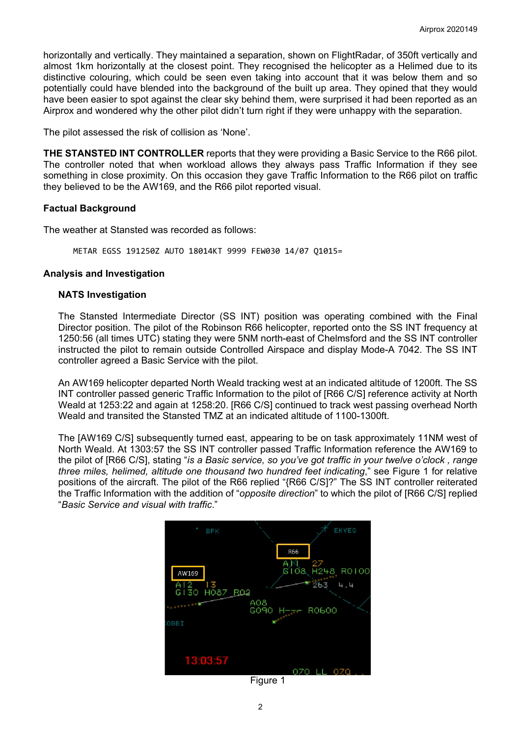horizontally and vertically. They maintained a separation, shown on FlightRadar, of 350ft vertically and almost 1km horizontally at the closest point. They recognised the helicopter as a Helimed due to its distinctive colouring, which could be seen even taking into account that it was below them and so potentially could have blended into the background of the built up area. They opined that they would have been easier to spot against the clear sky behind them, were surprised it had been reported as an Airprox and wondered why the other pilot didn't turn right if they were unhappy with the separation.

The pilot assessed the risk of collision as 'None'.

**THE STANSTED INT CONTROLLER** reports that they were providing a Basic Service to the R66 pilot. The controller noted that when workload allows they always pass Traffic Information if they see something in close proximity. On this occasion they gave Traffic Information to the R66 pilot on traffic they believed to be the AW169, and the R66 pilot reported visual.

### Factual Background

The weather at Stansted was recorded as follows:

```
METAR EGSS 191250Z AUTO 18014KT 9999 FEW030 14/07 Q1015=
```

### Analysis and Investigation

#### NATS Investigation

The Stansted Intermediate Director (SS INT) position was operating combined with the Final Director position. The pilot of the Robinson R66 helicopter, reported onto the SS INT frequency at 1250:56 (all times UTC) stating they were 5NM north-east of Chelmsford and the SS INT controller instructed the pilot to remain outside Controlled Airspace and display Mode-A 7042. The SS INT controller agreed a Basic Service with the pilot.

An AW169 helicopter departed North Weald tracking west at an indicated altitude of 1200ft. The SS INT controller passed generic Traffic Information to the pilot of [R66 C/S] reference activity at North Weald at 1253:22 and again at 1258:20. [R66 C/S] continued to track west passing overhead North Weald and transited the Stansted TMZ at an indicated altitude of 1100-1300ft.

The [AW169 C/S] subsequently turned east, appearing to be on task approximately 11NM west of North Weald. At 1303:57 the SS INT controller passed Traffic Information reference the AW169 to the pilot of [R66 C/S], stating "*is a Basic service, so you've got traffic in your twelve o'clock , range three miles, helimed, altitude one thousand two hundred feet indicating*," see Figure 1 for relative positions of the aircraft. The pilot of the R66 replied "{R66 C/S]?" The SS INT controller reiterated the Traffic Information with the addition of "*opposite direction*" to which the pilot of [R66 C/S] replied "*Basic Service and visual with traffic*."

Figure 1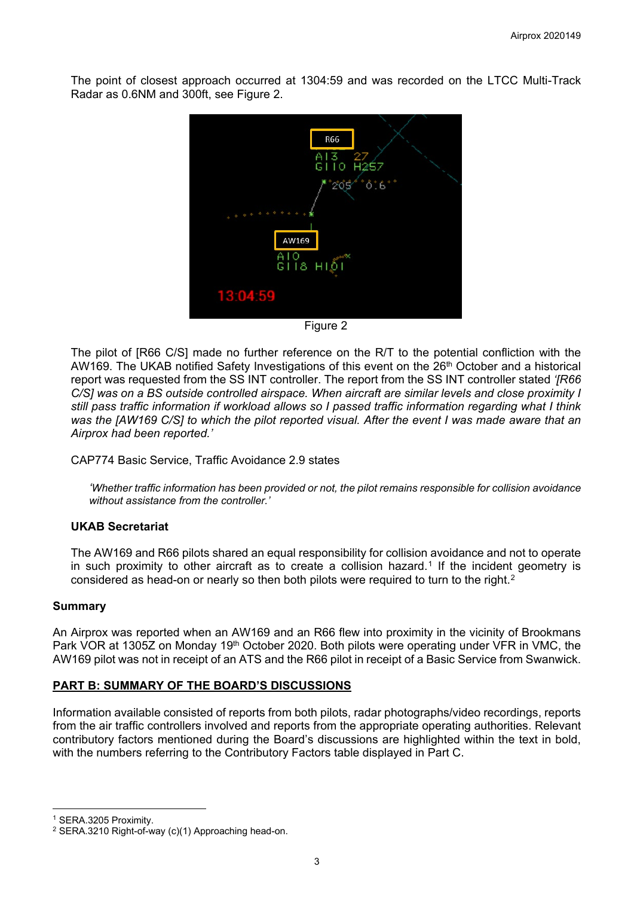The point of closest approach occurred at 1304:59 and was recorded on the LTCC Multi-Track Radar as 0.6NM and 300ft, see Figure 2.

Figure 2

The pilot of [R66 C/S] made no further reference on the R/T to the potential confliction with the AW169. The UKAB notified Safety Investigations of this event on the 26th October and a historical report was requested from the SS INT controller. The report from the SS INT controller stated *'[R66 C/S] was on a BS outside controlled airspace. When aircraft are similar levels and close proximity I still pass traffic information if workload allows so I passed traffic information regarding what I think was the [AW169 C/S] to which the pilot reported visual. After the event I was made aware that an Airprox had been reported.'*

CAP774 Basic Service, Traffic Avoidance 2.9 states

> *'Whether traffic information has been provided or not, the pilot remains responsible for collision avoidance without assistance from the controller.'*

**UKAB Secretariat**

The AW169 and R66 pilots shared an equal responsibility for collision avoidance and not to operate in such proximity to other aircraft as to create a collision hazard.[1] If the incident geometry is considered as head-on or nearly so then both pilots were required to turn to the right.[2]

## Summary

An Airprox was reported when an AW169 and an R66 flew into proximity in the vicinity of Brookmans Park VOR at 1305Z on Monday 19th October 2020. Both pilots were operating under VFR in VMC, the AW169 pilot was not in receipt of an ATS and the R66 pilot in receipt of a Basic Service from Swanwick.

## PART B: SUMMARY OF THE BOARD'S DISCUSSIONS

Information available consisted of reports from both pilots, radar photographs/video recordings, reports from the air traffic controllers involved and reports from the appropriate operating authorities. Relevant contributory factors mentioned during the Board's discussions are highlighted within the text in bold, with the numbers referring to the Contributory Factors table displayed in Part C.

---

[1] SERA.3205 Proximity.
[2] SERA.3210 Right-of-way (c)(1) Approaching head-on.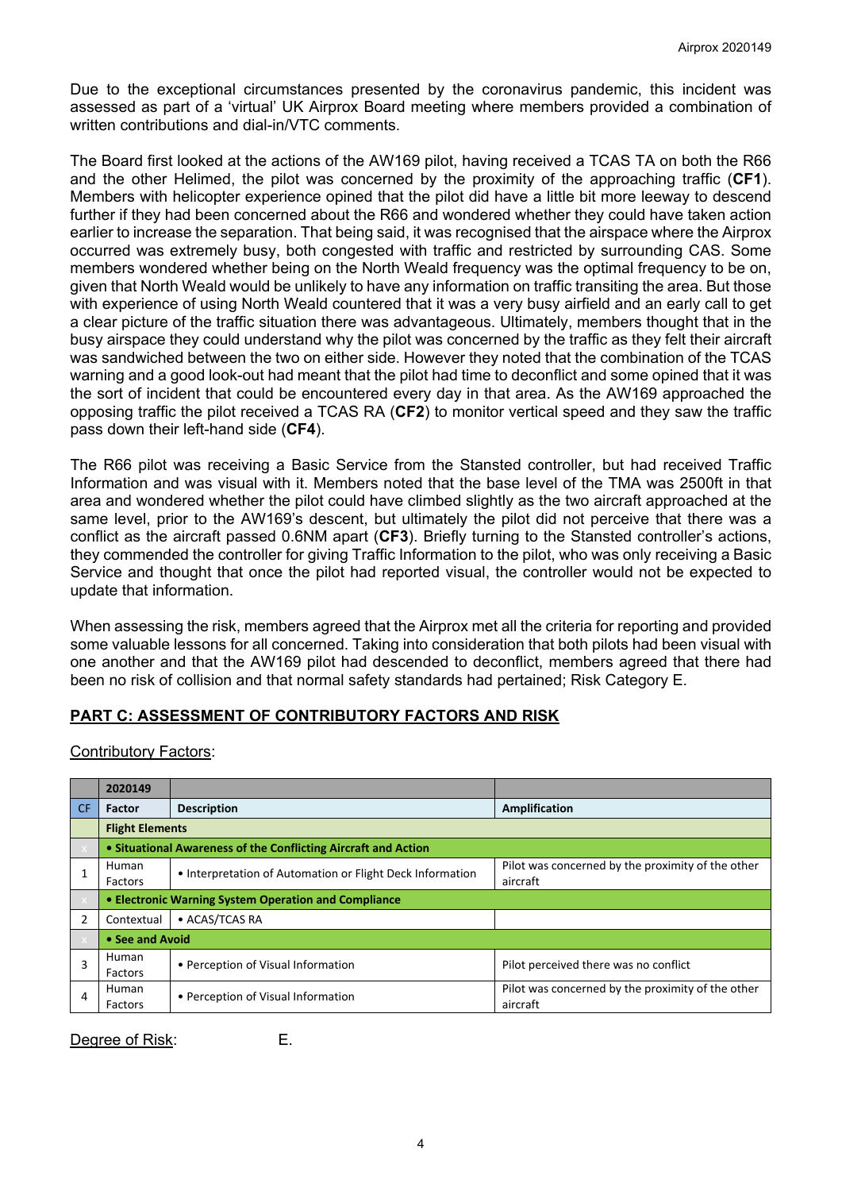Due to the exceptional circumstances presented by the coronavirus pandemic, this incident was assessed as part of a 'virtual' UK Airprox Board meeting where members provided a combination of written contributions and dial-in/VTC comments.

The Board first looked at the actions of the AW169 pilot, having received a TCAS TA on both the R66 and the other Helimed, the pilot was concerned by the proximity of the approaching traffic (**CF1**). Members with helicopter experience opined that the pilot did have a little bit more leeway to descend further if they had been concerned about the R66 and wondered whether they could have taken action earlier to increase the separation. That being said, it was recognised that the airspace where the Airprox occurred was extremely busy, both congested with traffic and restricted by surrounding CAS. Some members wondered whether being on the North Weald frequency was the optimal frequency to be on, given that North Weald would be unlikely to have any information on traffic transiting the area. But those with experience of using North Weald countered that it was a very busy airfield and an early call to get a clear picture of the traffic situation there was advantageous. Ultimately, members thought that in the busy airspace they could understand why the pilot was concerned by the traffic as they felt their aircraft was sandwiched between the two on either side. However they noted that the combination of the TCAS warning and a good look-out had meant that the pilot had time to deconflict and some opined that it was the sort of incident that could be encountered every day in that area. As the AW169 approached the opposing traffic the pilot received a TCAS RA (**CF2**) to monitor vertical speed and they saw the traffic pass down their left-hand side (**CF4**).

The R66 pilot was receiving a Basic Service from the Stansted controller, but had received Traffic Information and was visual with it. Members noted that the base level of the TMA was 2500ft in that area and wondered whether the pilot could have climbed slightly as the two aircraft approached at the same level, prior to the AW169's descent, but ultimately the pilot did not perceive that there was a conflict as the aircraft passed 0.6NM apart (**CF3**). Briefly turning to the Stansted controller's actions, they commended the controller for giving Traffic Information to the pilot, who was only receiving a Basic Service and thought that once the pilot had reported visual, the controller would not be expected to update that information.

When assessing the risk, members agreed that the Airprox met all the criteria for reporting and provided some valuable lessons for all concerned. Taking into consideration that both pilots had been visual with one another and that the AW169 pilot had descended to deconflict, members agreed that there had been no risk of collision and that normal safety standards had pertained; Risk Category E.

## PART C: ASSESSMENT OF CONTRIBUTORY FACTORS AND RISK

Contributory Factors:

| | 2020149 | | |
|---|---|---|---|
| CF | Factor | Description | Amplification |
| | **Flight Elements** | | |
| | **• Situational Awareness of the Conflicting Aircraft and Action** | | |
| 1 | Human Factors | • Interpretation of Automation or Flight Deck Information | Pilot was concerned by the proximity of the other aircraft |
| | **• Electronic Warning System Operation and Compliance** | | |
| 2 | Contextual | • ACAS/TCAS RA | |
| | **• See and Avoid** | | |
| 3 | Human Factors | • Perception of Visual Information | Pilot perceived there was no conflict |
| 4 | Human Factors | • Perception of Visual Information | Pilot was concerned by the proximity of the other aircraft |

Degree of Risk: E.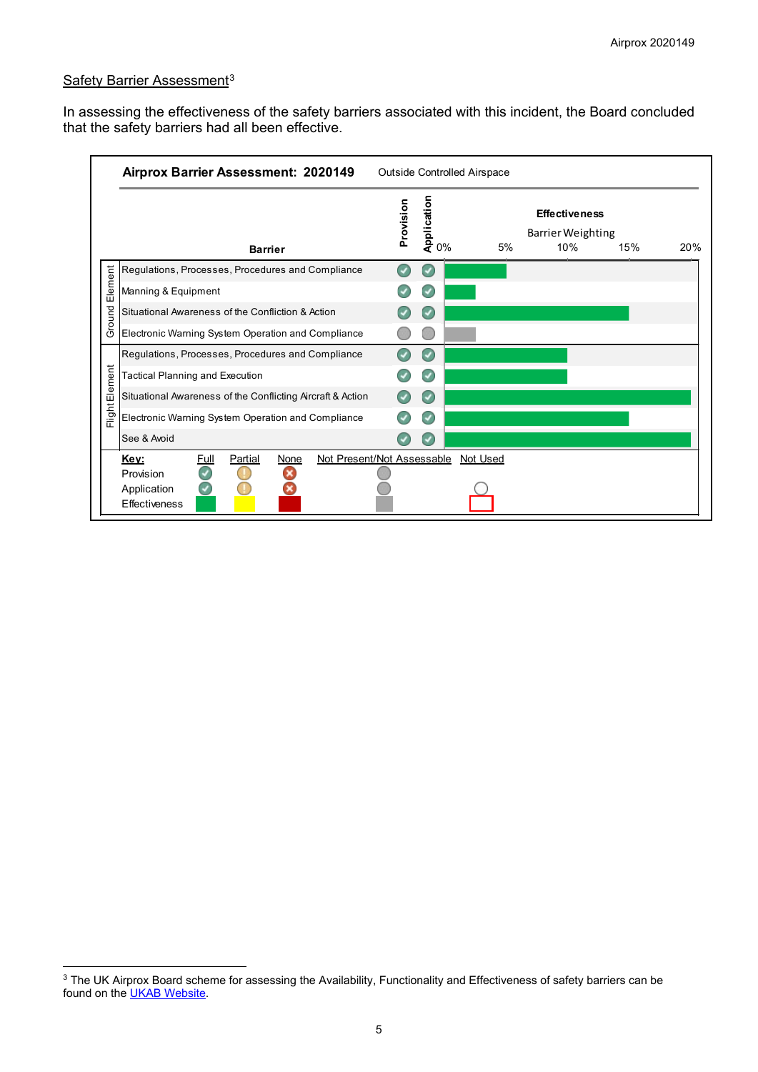Safety Barrier Assessment[3]

In assessing the effectiveness of the safety barriers associated with this incident, the Board concluded that the safety barriers had all been effective.

**Airprox Barrier Assessment: 2020149**    Outside Controlled Airspace

| | Barrier | Provision | Application | Effectiveness (Barrier Weighting 0% 5% 10% 15% 20%) |
|---|---|---|---|---|
| Ground Element | Regulations, Processes, Procedures and Compliance | Full | Full | |
| | Manning & Equipment | Full | Full | |
| | Situational Awareness of the Confliction & Action | Full | Full | |
| | Electronic Warning System Operation and Compliance | Not Present/Not Assessable | Not Present/Not Assessable | |
| Flight Element | Regulations, Processes, Procedures and Compliance | Full | Full | |
| | Tactical Planning and Execution | Full | Full | |
| | Situational Awareness of the Conflicting Aircraft & Action | Full | Full | |
| | Electronic Warning System Operation and Compliance | Full | Full | |
| | See & Avoid | Full | Full | |

**Key:** Full, Partial, None, Not Present/Not Assessable, Not Used

Provision

Application

Effectiveness

[3] The UK Airprox Board scheme for assessing the Availability, Functionality and Effectiveness of safety barriers can be found on the UKAB Website.